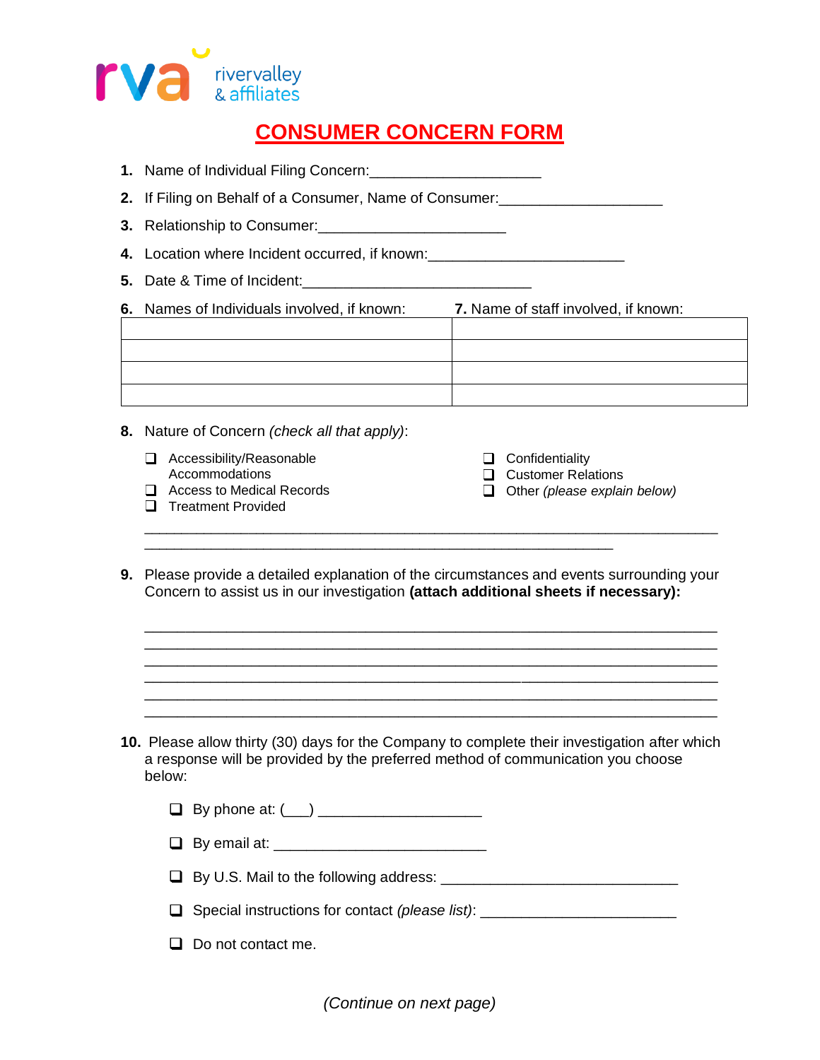rva rivervalley & affiliates

# CONSUMER CONCERN FORM

1. Name of Individual Filing Concern:____________________
2. If Filing on Behalf of a Consumer, Name of Consumer:___________________
3. Relationship to Consumer:______________________
4. Location where Incident occurred, if known:_______________________
5. Date & Time of Incident:___________________________

| 6. Names of Individuals involved, if known: | 7. Name of staff involved, if known: |
|---|---|
| | |
| | |
| | |
| | |

8. Nature of Concern *(check all that apply)*:

- ❑ Accessibility/Reasonable Accommodations
- ❑ Access to Medical Records
- ❑ Treatment Provided
- ❑ Confidentiality
- ❑ Customer Relations
- ❑ Other *(please explain below)*

_____________________________________________________________________
________________________________________________________

9. Please provide a detailed explanation of the circumstances and events surrounding your Concern to assist us in our investigation **(attach additional sheets if necessary):**

_____________________________________________________________________
_____________________________________________________________________
_____________________________________________________________________
_____________________________________________________________________
_____________________________________________________________________
_____________________________________________________________________

10. Please allow thirty (30) days for the Company to complete their investigation after which a response will be provided by the preferred method of communication you choose below:

- ❑ By phone at: (___) ___________________
- ❑ By email at: _________________________
- ❑ By U.S. Mail to the following address: ____________________________
- ❑ Special instructions for contact *(please list)*: _______________________
- ❑ Do not contact me.

*(Continue on next page)*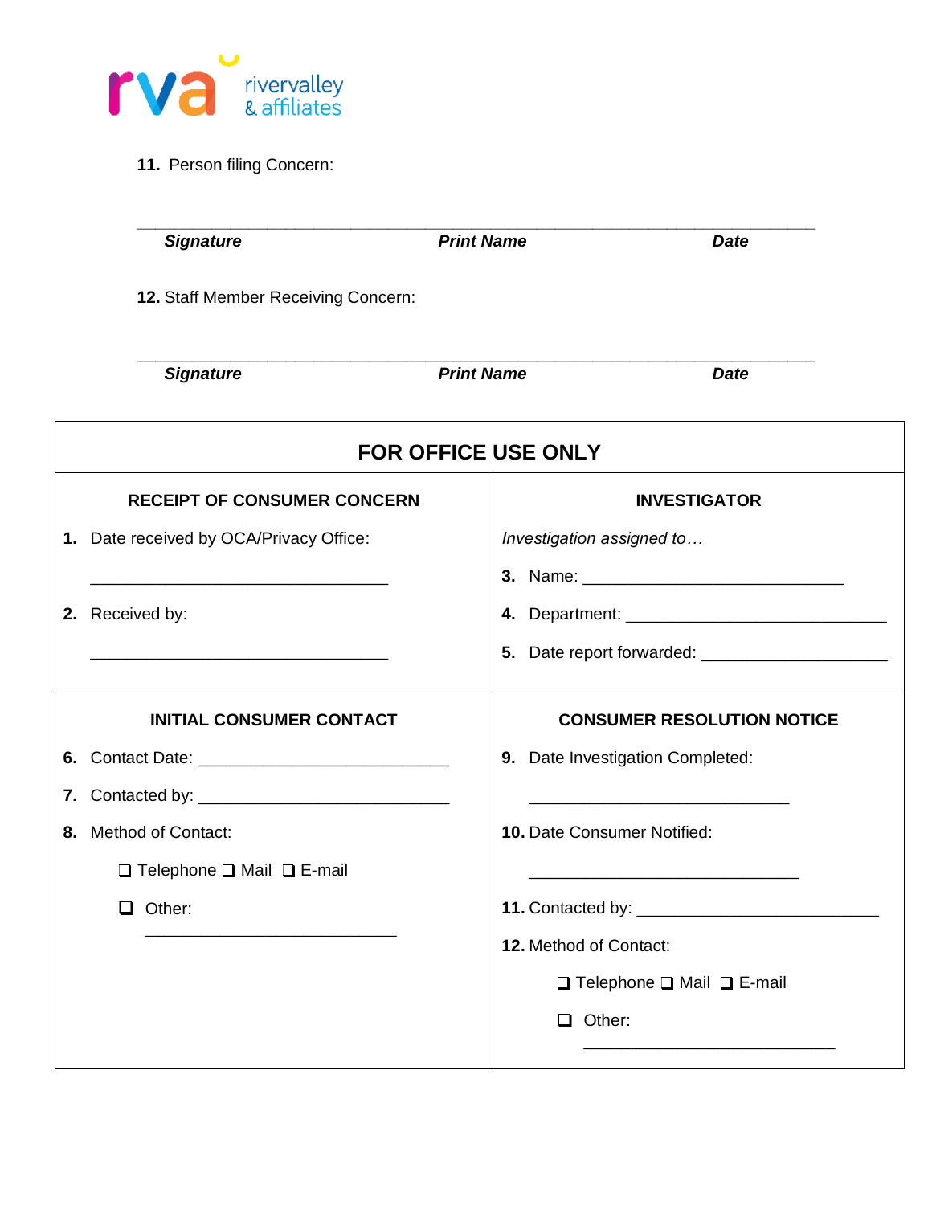**11.** Person filing Concern:

_______________________________________________________________________________

***Signature*** ***Print Name*** ***Date***

**12.** Staff Member Receiving Concern:

_______________________________________________________________________________

***Signature*** ***Print Name*** ***Date***

## FOR OFFICE USE ONLY

| RECEIPT OF CONSUMER CONCERN | INVESTIGATOR |
|---|---|
| **1.** Date received by OCA/Privacy Office: ________________________________ | *Investigation assigned to…* |
| | **3.** Name: ____________________________ |
| **2.** Received by: ________________________________ | **4.** Department: ____________________________ |
| | **5.** Date report forwarded: ____________________ |

| INITIAL CONSUMER CONTACT | CONSUMER RESOLUTION NOTICE |
|---|---|
| **6.** Contact Date: ___________________________ | **9.** Date Investigation Completed: ____________________________ |
| **7.** Contacted by: ___________________________ | **10.** Date Consumer Notified: ____________________________ |
| **8.** Method of Contact: | **11.** Contacted by: __________________________ |
| ❑ Telephone ❑ Mail ❑ E-mail | **12.** Method of Contact: |
| ❑ Other: ___________________________ | ❑ Telephone ❑ Mail ❑ E-mail |
| | ❑ Other: ___________________________ |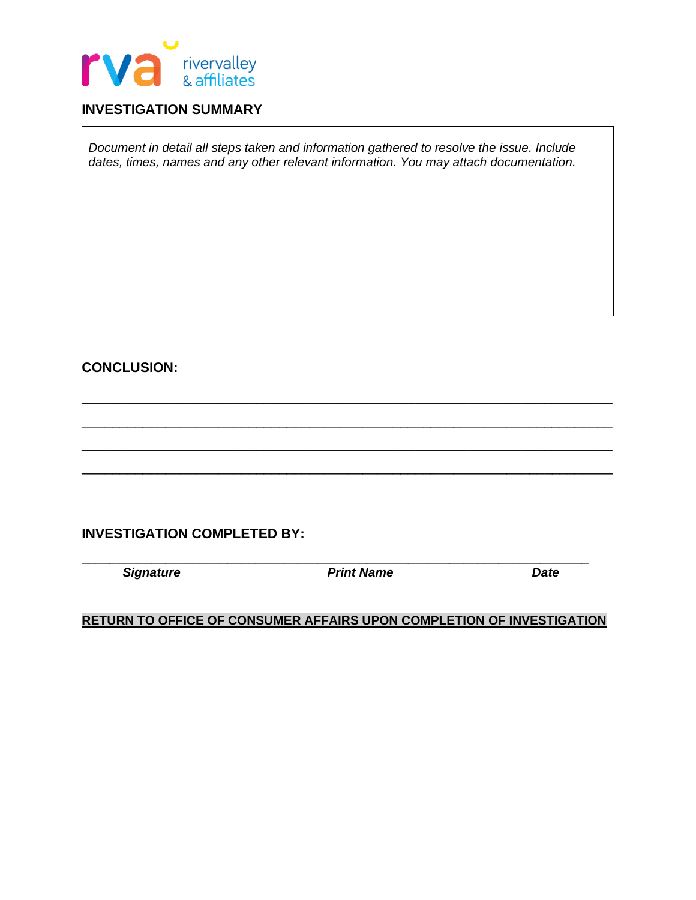rva rivervalley & affiliates

## INVESTIGATION SUMMARY

*Document in detail all steps taken and information gathered to resolve the issue. Include dates, times, names and any other relevant information. You may attach documentation.*

## CONCLUSION:

______________________________________________________________________________

______________________________________________________________________________

______________________________________________________________________________

______________________________________________________________________________

## INVESTIGATION COMPLETED BY:

______________________________________________________________________________

***Signature*** ***Print Name*** ***Date***

**RETURN TO OFFICE OF CONSUMER AFFAIRS UPON COMPLETION OF INVESTIGATION**